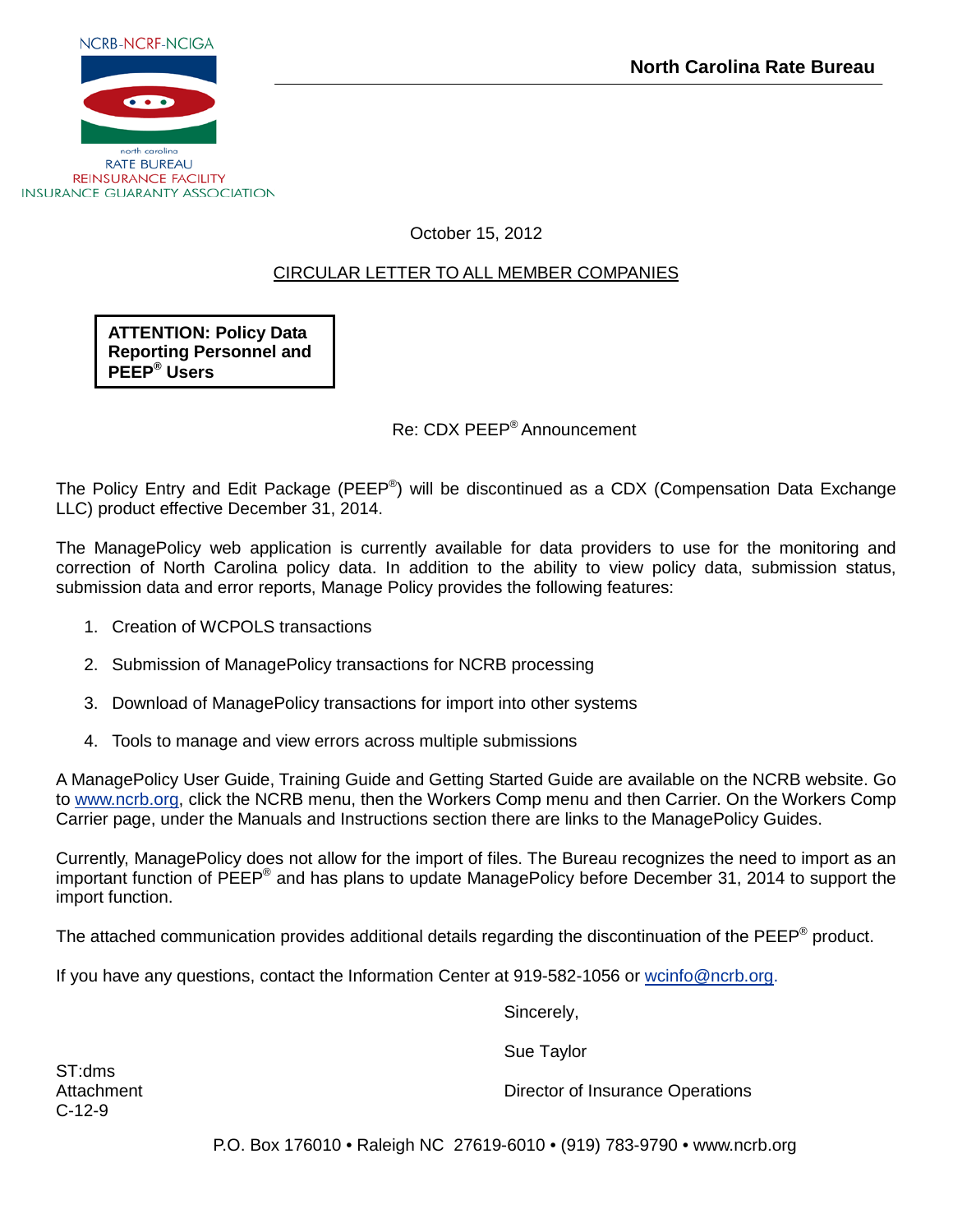NCRB-NCRF-NCIGA

north carolina
RATE BUREAU
REINSURANCE FACILITY
INSURANCE GUARANTY ASSOCIATION

**North Carolina Rate Bureau**

October 15, 2012

CIRCULAR LETTER TO ALL MEMBER COMPANIES

**ATTENTION: Policy Data Reporting Personnel and PEEP® Users**

Re: CDX PEEP® Announcement

The Policy Entry and Edit Package (PEEP®) will be discontinued as a CDX (Compensation Data Exchange LLC) product effective December 31, 2014.

The ManagePolicy web application is currently available for data providers to use for the monitoring and correction of North Carolina policy data. In addition to the ability to view policy data, submission status, submission data and error reports, Manage Policy provides the following features:

1. Creation of WCPOLS transactions
2. Submission of ManagePolicy transactions for NCRB processing
3. Download of ManagePolicy transactions for import into other systems
4. Tools to manage and view errors across multiple submissions

A ManagePolicy User Guide, Training Guide and Getting Started Guide are available on the NCRB website. Go to www.ncrb.org, click the NCRB menu, then the Workers Comp menu and then Carrier. On the Workers Comp Carrier page, under the Manuals and Instructions section there are links to the ManagePolicy Guides.

Currently, ManagePolicy does not allow for the import of files. The Bureau recognizes the need to import as an important function of PEEP® and has plans to update ManagePolicy before December 31, 2014 to support the import function.

The attached communication provides additional details regarding the discontinuation of the PEEP® product.

If you have any questions, contact the Information Center at 919-582-1056 or wcinfo@ncrb.org.

Sincerely,

Sue Taylor

Director of Insurance Operations

ST:dms
Attachment
C-12-9

P.O. Box 176010 • Raleigh NC 27619-6010 • (919) 783-9790 • www.ncrb.org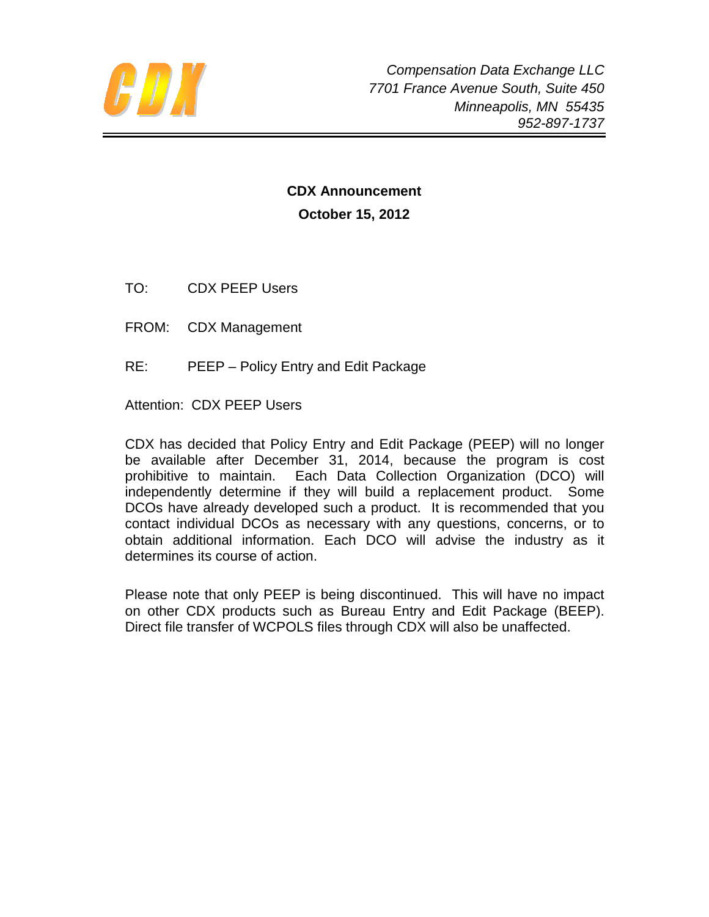CDX

*Compensation Data Exchange LLC*
*7701 France Avenue South, Suite 450*
*Minneapolis, MN 55435*
*952-897-1737*

---

**CDX Announcement**

**October 15, 2012**

TO: CDX PEEP Users

FROM: CDX Management

RE: PEEP – Policy Entry and Edit Package

Attention: CDX PEEP Users

CDX has decided that Policy Entry and Edit Package (PEEP) will no longer be available after December 31, 2014, because the program is cost prohibitive to maintain. Each Data Collection Organization (DCO) will independently determine if they will build a replacement product. Some DCOs have already developed such a product. It is recommended that you contact individual DCOs as necessary with any questions, concerns, or to obtain additional information. Each DCO will advise the industry as it determines its course of action.

Please note that only PEEP is being discontinued. This will have no impact on other CDX products such as Bureau Entry and Edit Package (BEEP). Direct file transfer of WCPOLS files through CDX will also be unaffected.